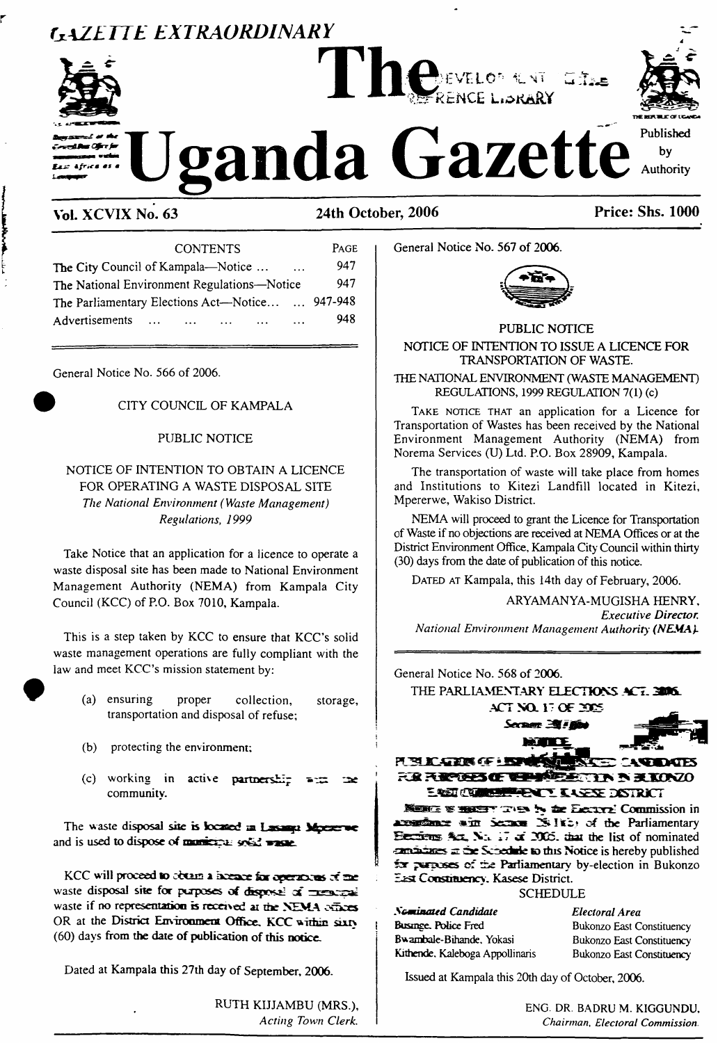# GAZETTE EXTRAORDINARY

# The Uganda Gazette

Published by Authority

**Vol. XCVIX No. 63** — **24th October, 2006** — **Price: Shs. 1000**

| CONTENTS | PAGE |
|---|---|
| The City Council of Kampala—Notice ... ... | 947 |
| The National Environment Regulations—Notice | 947 |
| The Parliamentary Elections Act—Notice... ... | 947-948 |
| Advertisements ... ... ... ... ... ... | 948 |

General Notice No. 566 of 2006.

CITY COUNCIL OF KAMPALA

PUBLIC NOTICE

NOTICE OF INTENTION TO OBTAIN A LICENCE FOR OPERATING A WASTE DISPOSAL SITE

*The National Environment (Waste Management) Regulations, 1999*

Take Notice that an application for a licence to operate a waste disposal site has been made to National Environment Management Authority (NEMA) from Kampala City Council (KCC) of P.O. Box 7010, Kampala.

This is a step taken by KCC to ensure that KCC's solid waste management operations are fully compliant with the law and meet KCC's mission statement by:

(a) ensuring proper collection, storage, transportation and disposal of refuse;

(b) protecting the environment;

(c) working in active partnership with the community.

The waste disposal site is located in Lusanja Mpererwe and is used to dispose of municipal solid waste.

KCC will proceed to obtain a licence for operations of the waste disposal site for purposes of disposal of municipal waste if no representation is received at the NEMA offices OR at the District Environment Office, KCC within sixty (60) days from the date of publication of this notice.

Dated at Kampala this 27th day of September, 2006.

RUTH KIJJAMBU (MRS.),
*Acting Town Clerk.*

General Notice No. 567 of 2006.

PUBLIC NOTICE

NOTICE OF INTENTION TO ISSUE A LICENCE FOR TRANSPORTATION OF WASTE.

THE NATIONAL ENVIRONMENT (WASTE MANAGEMENT) REGULATIONS, 1999 REGULATION 7(1) (c)

TAKE NOTICE THAT an application for a Licence for Transportation of Wastes has been received by the National Environment Management Authority (NEMA) from Norema Services (U) Ltd. P.O. Box 28909, Kampala.

The transportation of waste will take place from homes and Institutions to Kitezi Landfill located in Kitezi, Mpererwe, Wakiso District.

NEMA will proceed to grant the Licence for Transportation of Waste if no objections are received at NEMA Offices or at the District Environment Office, Kampala City Council within thirty (30) days from the date of publication of this notice.

DATED AT Kampala, this 14th day of February, 2006.

ARYAMANYA-MUGISHA HENRY,
*Executive Director.*
*National Environment Management Authority (NEMA).*

General Notice No. 568 of 2006.

THE PARLIAMENTARY ELECTIONS ACT, 2005.
ACT NO. 17 OF 2005
Section 38(1)(b)

NOTICE

PUBLICATION OF LIST OF NOMINATED CANDIDATES FOR PURPOSES OF BY-ELECTION IN BUKONZO EAST CONSTITUENCY, KASESE DISTRICT

NOTICE IS HEREBY GIVEN by the Electoral Commission in accordance with Section 38(1)(b) of the Parliamentary Elections Act, No. 17 of 2005, that the list of nominated candidates in the Schedule to this Notice is hereby published for purposes of the Parliamentary by-election in Bukonzo East Constituency, Kasese District.

SCHEDULE

| *Nominated Candidate* | *Electoral Area* |
|---|---|
| Businge, Police Fred | Bukonzo East Constituency |
| Bwambale-Bihande, Yokasi | Bukonzo East Constituency |
| Kithende, Kaleboga Appollinaris | Bukonzo East Constituency |

Issued at Kampala this 20th day of October, 2006.

ENG. DR. BADRU M. KIGGUNDU,
*Chairman, Electoral Commission.*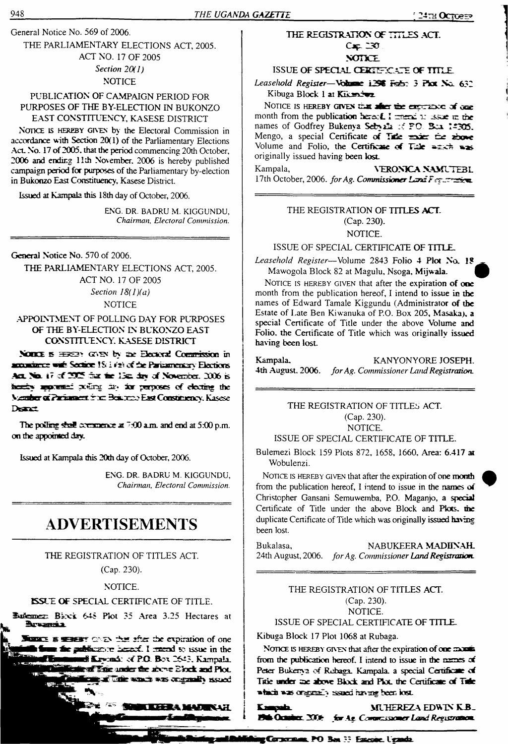General Notice No. 569 of 2006.

THE PARLIAMENTARY ELECTIONS ACT, 2005.

ACT NO. 17 OF 2005

*Section 20(1)*

NOTICE

PUBLICATION OF CAMPAIGN PERIOD FOR PURPOSES OF THE BY-ELECTION IN BUKONZO EAST CONSTITUENCY, KASESE DISTRICT

NOTICE IS HEREBY GIVEN by the Electoral Commission in accordance with Section 20(1) of the Parliamentary Elections Act, No. 17 of 2005, that the period commencing 20th October, 2006 and ending 11th November, 2006 is hereby published campaign period for purposes of the Parliamentary by-election in Bukonzo East Constituency, Kasese District.

Issued at Kampala this 18th day of October, 2006.

ENG. DR. BADRU M. KIGGUNDU,
*Chairman, Electoral Commission.*

---

General Notice No. 570 of 2006.

THE PARLIAMENTARY ELECTIONS ACT, 2005.

ACT NO. 17 OF 2005

*Section 18(1)(a)*

NOTICE

APPOINTMENT OF POLLING DAY FOR PURPOSES OF THE BY-ELECTION IN BUKONZO EAST CONSTITUENCY, KASESE DISTRICT

NOTICE IS HEREBY GIVEN by the Electoral Commission in accordance with Section 18(1)(a) of the Parliamentary Elections Act, No. 17 of 2005 that the 13th day of November, 2006 is hereby appointed polling day for purposes of electing the Member of Parliament for Bukonzo East Constituency, Kasese District.

The polling shall commence at 7:00 a.m. and end at 5:00 p.m. on the appointed day.

Issued at Kampala this 20th day of October, 2006.

ENG. DR. BADRU M. KIGGUNDU,
*Chairman, Electoral Commission.*

---

# ADVERTISEMENTS

THE REGISTRATION OF TITLES ACT.

(Cap. 230).

NOTICE.

ISSUE OF SPECIAL CERTIFICATE OF TITLE.

Bulemezi Block 645 Plot 35 Area 3.25 Hectares at Buwambira.

NOTICE IS HEREBY GIVEN that after the expiration of one month from the publication hereof, I intend to issue in the names of ... Kiwanuka of P.O. Box 2643, Kampala, a special Certificate of Title under the above Block and Plot, the Certificate of Title which was originally issued having been lost.

NABUKEERA MADINAH
*for Ag. Commissioner Land Registration.*

---

THE REGISTRATION OF TITLES ACT.

Cap. 230.

NOTICE.

ISSUE OF SPECIAL CERTIFICATE OF TITLE.

*Leasehold Register*—Volume 1298 Folio 3 Plot No. 632 Kibuga Block 1 at Kikandwa.

NOTICE IS HEREBY GIVEN that after the expiration of one month from the publication hereof, I intend to issue in the names of Godfrey Bukenya Sebyala of P.O. Box 14305, Mengo, a special Certificate of Title under the above Volume and Folio, the Certificate of Title which was originally issued having been lost.

Kampala, VERONICA NAMUTEBI,
17th October, 2006. *for Ag. Commissioner Land Registration.*

---

THE REGISTRATION OF TITLES ACT.

(Cap. 230).

NOTICE.

ISSUE OF SPECIAL CERTIFICATE OF TITLE.

*Leasehold Register*—Volume 2843 Folio 4 Plot No. 18 Mawogola Block 82 at Magulu, Nsoga, Mijwala.

NOTICE IS HEREBY GIVEN that after the expiration of one month from the publication hereof, I intend to issue in the names of Edward Tamale Kiggundu (Administrator of the Estate of Late Ben Kiwanuka of P.O. Box 205, Masaka), a special Certificate of Title under the above Volume and Folio, the Certificate of Title which was originally issued having been lost.

Kampala, KANYONYORE JOSEPH.
4th August, 2006. *for Ag. Commissioner Land Registration.*

---

THE REGISTRATION OF TITLES ACT.

(Cap. 230).

NOTICE.

ISSUE OF SPECIAL CERTIFICATE OF TITLE.

Bulemezi Block 159 Plots 872, 1658, 1660, Area: 6.417 at Wobulenzi.

NOTICE IS HEREBY GIVEN that after the expiration of one month from the publication hereof, I intend to issue in the names of Christopher Gansani Semuwemba, P.O. Maganjo, a special Certificate of Title under the above Block and Plots, the duplicate Certificate of Title which was originally issued having been lost.

Bukalasa, NABUKEERA MADINAH.
24th August, 2006. *for Ag. Commissioner Land Registration.*

---

THE REGISTRATION OF TITLES ACT.

(Cap. 230).

NOTICE.

ISSUE OF SPECIAL CERTIFICATE OF TITLE.

Kibuga Block 17 Plot 1068 at Rubaga.

NOTICE IS HEREBY GIVEN that after the expiration of one month from the publication hereof, I intend to issue in the names of Peter Bukenya of Rubaga, Kampala, a special Certificate of Title under the above Block and Plot, the Certificate of Title which was originally issued having been lost.

Kampala, MUHEREZA EDWIN K.B.
19th October, 2006. *for Ag. Commissioner Land Registration.*